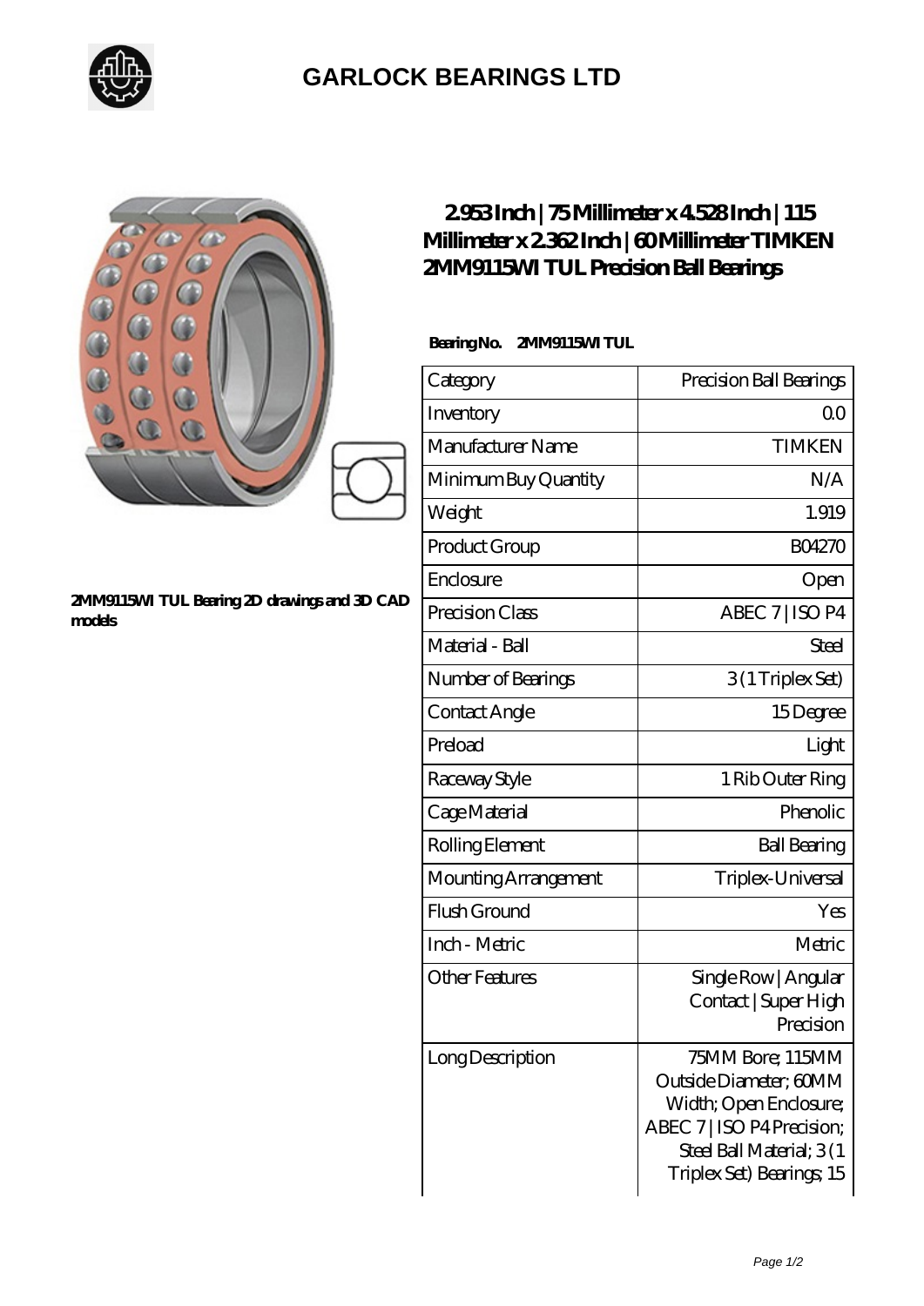# GARLOCK BEARINGS LTD

2MM9115WI TUL Bearing 2D drawings and 3D CAD models

## 2.953 Inch | 75 Millimeter x 4.528 Inch | 115 Millimeter x 2.362 Inch | 60 Millimeter TIMKEN 2MM9115WI TUL Precision Ball Bearings

**Bearing No. 2MM9115WI TUL**

| Category | Precision Ball Bearings |
|---|---|
| Inventory | 0.0 |
| Manufacturer Name | TIMKEN |
| Minimum Buy Quantity | N/A |
| Weight | 1.919 |
| Product Group | B04270 |
| Enclosure | Open |
| Precision Class | ABEC 7 \| ISO P4 |
| Material - Ball | Steel |
| Number of Bearings | 3 (1 Triplex Set) |
| Contact Angle | 15 Degree |
| Preload | Light |
| Raceway Style | 1 Rib Outer Ring |
| Cage Material | Phenolic |
| Rolling Element | Ball Bearing |
| Mounting Arrangement | Triplex-Universal |
| Flush Ground | Yes |
| Inch - Metric | Metric |
| Other Features | Single Row \| Angular Contact \| Super High Precision |
| Long Description | 75MM Bore; 115MM Outside Diameter; 60MM Width; Open Enclosure; ABEC 7 \| ISO P4 Precision; Steel Ball Material; 3 (1 Triplex Set) Bearings; 15 |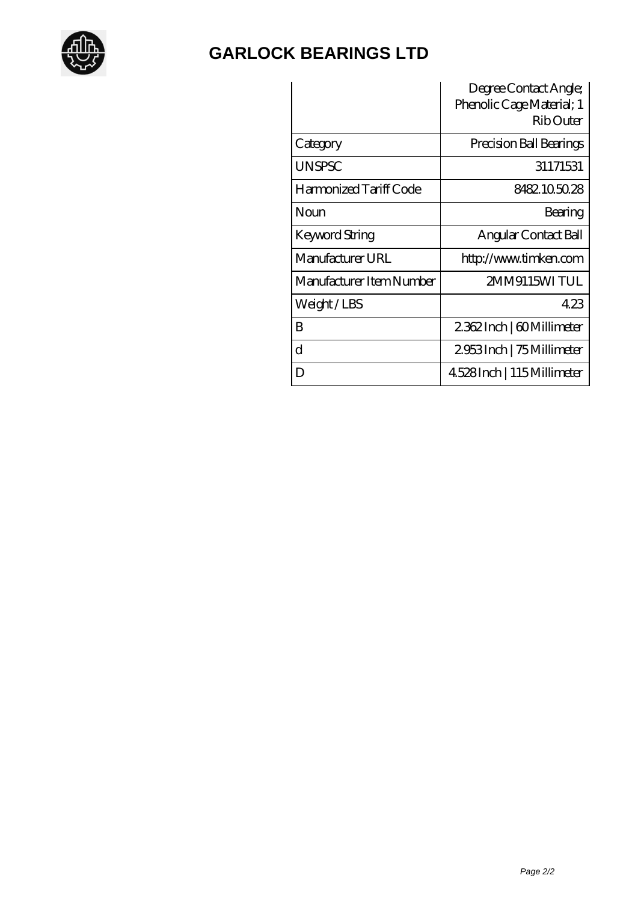# GARLOCK BEARINGS LTD

| | |
|---|---|
| | Degree Contact Angle; Phenolic Cage Material; 1 Rib Outer |
| Category | Precision Ball Bearings |
| UNSPSC | 31171531 |
| Harmonized Tariff Code | 8482.10.50.28 |
| Noun | Bearing |
| Keyword String | Angular Contact Ball |
| Manufacturer URL | http://www.timken.com |
| Manufacturer Item Number | 2MM9115WI TUL |
| Weight / LBS | 4.23 |
| B | 2.362 Inch \| 60 Millimeter |
| d | 2.953 Inch \| 75 Millimeter |
| D | 4.528 Inch \| 115 Millimeter |